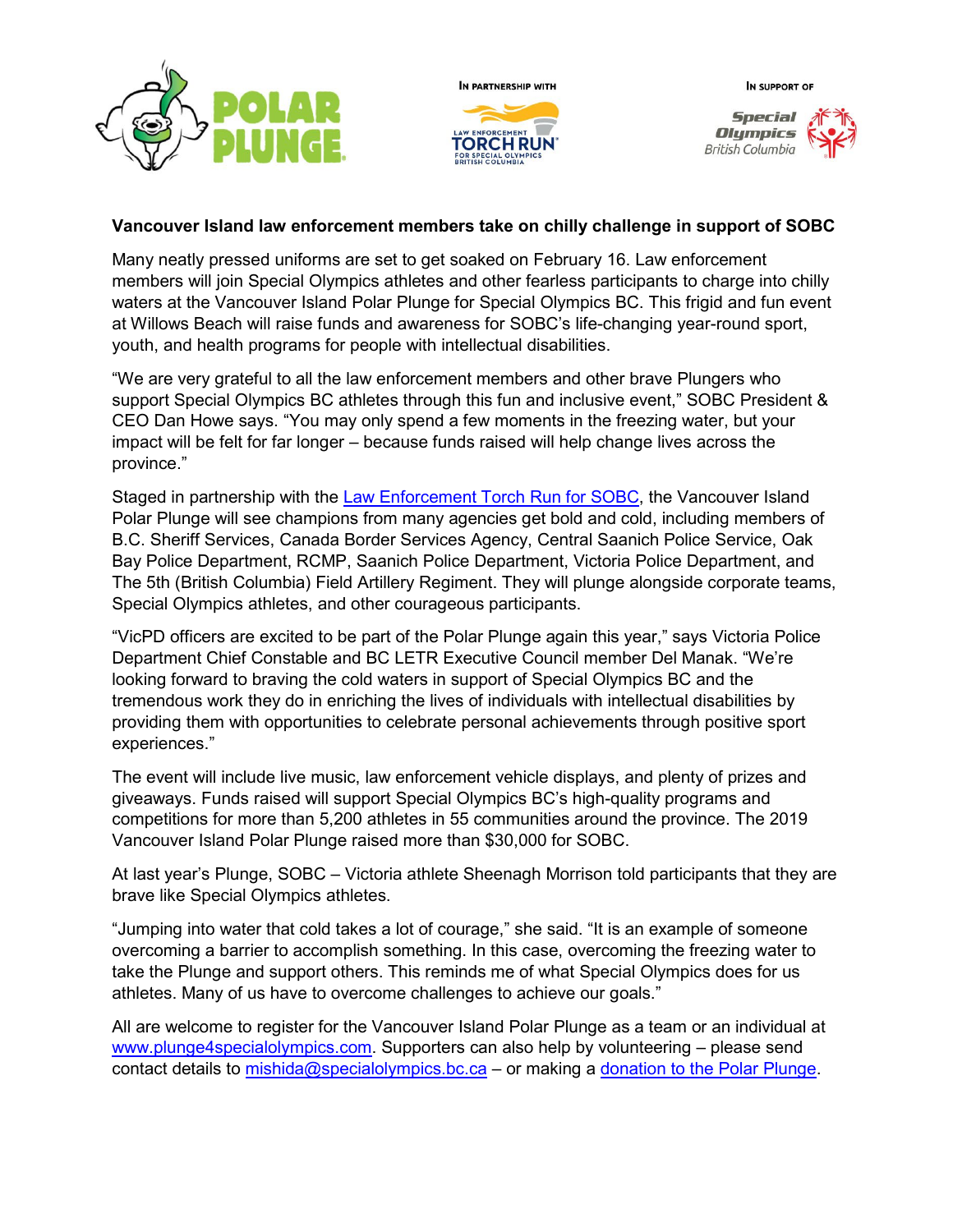# Vancouver Island law enforcement members take on chilly challenge in support of SOBC

Many neatly pressed uniforms are set to get soaked on February 16. Law enforcement members will join Special Olympics athletes and other fearless participants to charge into chilly waters at the Vancouver Island Polar Plunge for Special Olympics BC. This frigid and fun event at Willows Beach will raise funds and awareness for SOBC's life-changing year-round sport, youth, and health programs for people with intellectual disabilities.

"We are very grateful to all the law enforcement members and other brave Plungers who support Special Olympics BC athletes through this fun and inclusive event," SOBC President & CEO Dan Howe says. "You may only spend a few moments in the freezing water, but your impact will be felt for far longer – because funds raised will help change lives across the province."

Staged in partnership with the Law Enforcement Torch Run for SOBC, the Vancouver Island Polar Plunge will see champions from many agencies get bold and cold, including members of B.C. Sheriff Services, Canada Border Services Agency, Central Saanich Police Service, Oak Bay Police Department, RCMP, Saanich Police Department, Victoria Police Department, and The 5th (British Columbia) Field Artillery Regiment. They will plunge alongside corporate teams, Special Olympics athletes, and other courageous participants.

"VicPD officers are excited to be part of the Polar Plunge again this year," says Victoria Police Department Chief Constable and BC LETR Executive Council member Del Manak. "We're looking forward to braving the cold waters in support of Special Olympics BC and the tremendous work they do in enriching the lives of individuals with intellectual disabilities by providing them with opportunities to celebrate personal achievements through positive sport experiences."

The event will include live music, law enforcement vehicle displays, and plenty of prizes and giveaways. Funds raised will support Special Olympics BC's high-quality programs and competitions for more than 5,200 athletes in 55 communities around the province. The 2019 Vancouver Island Polar Plunge raised more than $30,000 for SOBC.

At last year's Plunge, SOBC – Victoria athlete Sheenagh Morrison told participants that they are brave like Special Olympics athletes.

"Jumping into water that cold takes a lot of courage," she said. "It is an example of someone overcoming a barrier to accomplish something. In this case, overcoming the freezing water to take the Plunge and support others. This reminds me of what Special Olympics does for us athletes. Many of us have to overcome challenges to achieve our goals."

All are welcome to register for the Vancouver Island Polar Plunge as a team or an individual at www.plunge4specialolympics.com. Supporters can also help by volunteering – please send contact details to mishida@specialolympics.bc.ca – or making a donation to the Polar Plunge.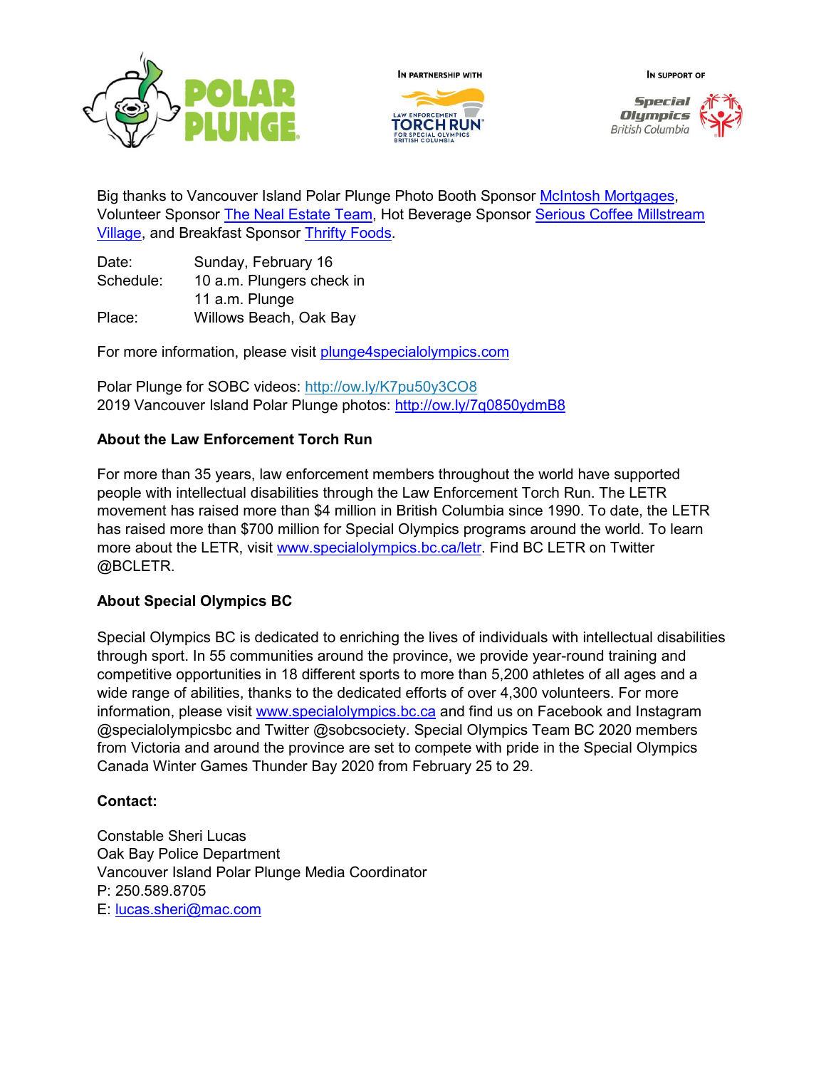Big thanks to Vancouver Island Polar Plunge Photo Booth Sponsor McIntosh Mortgages, Volunteer Sponsor The Neal Estate Team, Hot Beverage Sponsor Serious Coffee Millstream Village, and Breakfast Sponsor Thrifty Foods.

| | |
|---|---|
| Date: | Sunday, February 16 |
| Schedule: | 10 a.m. Plungers check in |
| | 11 a.m. Plunge |
| Place: | Willows Beach, Oak Bay |

For more information, please visit plunge4specialolympics.com

Polar Plunge for SOBC videos: http://ow.ly/K7pu50y3CO8
2019 Vancouver Island Polar Plunge photos: http://ow.ly/7q0850ydmB8

**About the Law Enforcement Torch Run**

For more than 35 years, law enforcement members throughout the world have supported people with intellectual disabilities through the Law Enforcement Torch Run. The LETR movement has raised more than $4 million in British Columbia since 1990. To date, the LETR has raised more than $700 million for Special Olympics programs around the world. To learn more about the LETR, visit www.specialolympics.bc.ca/letr. Find BC LETR on Twitter @BCLETR.

**About Special Olympics BC**

Special Olympics BC is dedicated to enriching the lives of individuals with intellectual disabilities through sport. In 55 communities around the province, we provide year-round training and competitive opportunities in 18 different sports to more than 5,200 athletes of all ages and a wide range of abilities, thanks to the dedicated efforts of over 4,300 volunteers. For more information, please visit www.specialolympics.bc.ca and find us on Facebook and Instagram @specialolympicsbc and Twitter @sobcsociety. Special Olympics Team BC 2020 members from Victoria and around the province are set to compete with pride in the Special Olympics Canada Winter Games Thunder Bay 2020 from February 25 to 29.

**Contact:**

Constable Sheri Lucas
Oak Bay Police Department
Vancouver Island Polar Plunge Media Coordinator
P: 250.589.8705
E: lucas.sheri@mac.com